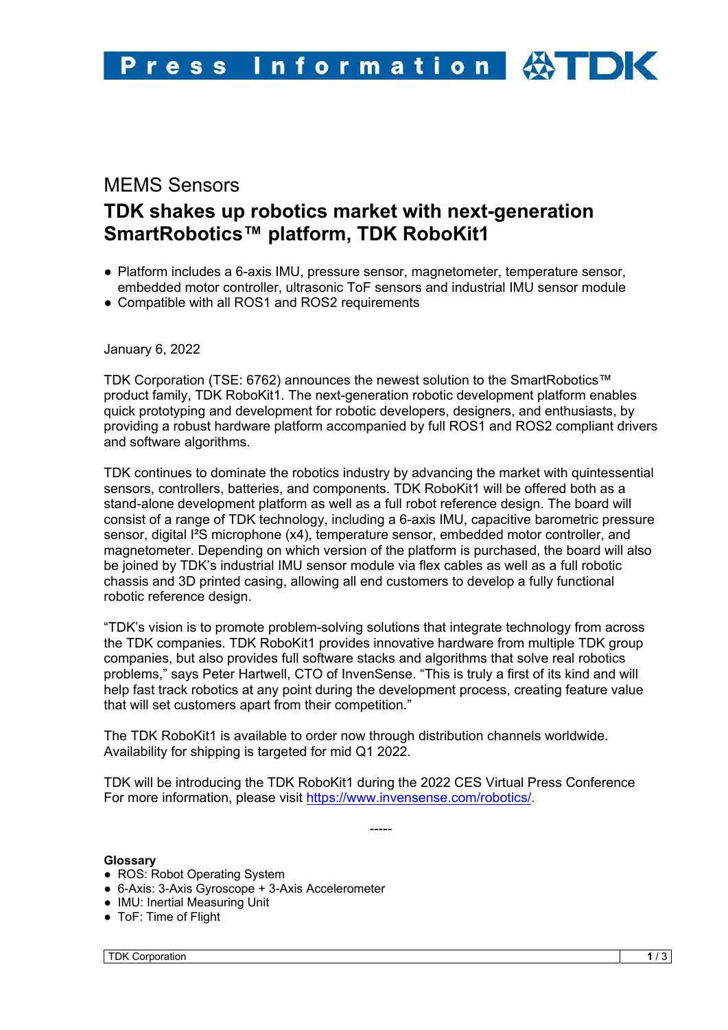Press Information TDK

MEMS Sensors

# TDK shakes up robotics market with next-generation SmartRobotics™ platform, TDK RoboKit1

- Platform includes a 6-axis IMU, pressure sensor, magnetometer, temperature sensor, embedded motor controller, ultrasonic ToF sensors and industrial IMU sensor module
- Compatible with all ROS1 and ROS2 requirements

January 6, 2022

TDK Corporation (TSE: 6762) announces the newest solution to the SmartRobotics™ product family, TDK RoboKit1. The next-generation robotic development platform enables quick prototyping and development for robotic developers, designers, and enthusiasts, by providing a robust hardware platform accompanied by full ROS1 and ROS2 compliant drivers and software algorithms.

TDK continues to dominate the robotics industry by advancing the market with quintessential sensors, controllers, batteries, and components. TDK RoboKit1 will be offered both as a stand-alone development platform as well as a full robot reference design. The board will consist of a range of TDK technology, including a 6-axis IMU, capacitive barometric pressure sensor, digital I²S microphone (x4), temperature sensor, embedded motor controller, and magnetometer. Depending on which version of the platform is purchased, the board will also be joined by TDK's industrial IMU sensor module via flex cables as well as a full robotic chassis and 3D printed casing, allowing all end customers to develop a fully functional robotic reference design.

"TDK's vision is to promote problem-solving solutions that integrate technology from across the TDK companies. TDK RoboKit1 provides innovative hardware from multiple TDK group companies, but also provides full software stacks and algorithms that solve real robotics problems," says Peter Hartwell, CTO of InvenSense. "This is truly a first of its kind and will help fast track robotics at any point during the development process, creating feature value that will set customers apart from their competition."

The TDK RoboKit1 is available to order now through distribution channels worldwide. Availability for shipping is targeted for mid Q1 2022.

TDK will be introducing the TDK RoboKit1 during the 2022 CES Virtual Press Conference For more information, please visit https://www.invensense.com/robotics/.

-----

**Glossary**

- ROS: Robot Operating System
- 6-Axis: 3-Axis Gyroscope + 3-Axis Accelerometer
- IMU: Inertial Measuring Unit
- ToF: Time of Flight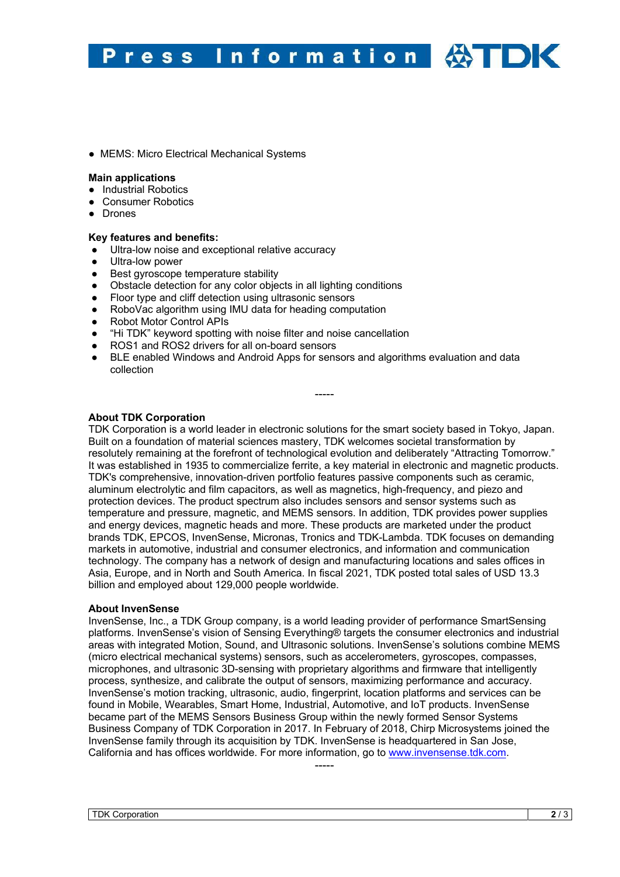- MEMS: Micro Electrical Mechanical Systems

**Main applications**

- Industrial Robotics
- Consumer Robotics
- Drones

**Key features and benefits:**

- Ultra-low noise and exceptional relative accuracy
- Ultra-low power
- Best gyroscope temperature stability
- Obstacle detection for any color objects in all lighting conditions
- Floor type and cliff detection using ultrasonic sensors
- RoboVac algorithm using IMU data for heading computation
- Robot Motor Control APIs
- "Hi TDK" keyword spotting with noise filter and noise cancellation
- ROS1 and ROS2 drivers for all on-board sensors
- BLE enabled Windows and Android Apps for sensors and algorithms evaluation and data collection

-----

**About TDK Corporation**

TDK Corporation is a world leader in electronic solutions for the smart society based in Tokyo, Japan. Built on a foundation of material sciences mastery, TDK welcomes societal transformation by resolutely remaining at the forefront of technological evolution and deliberately "Attracting Tomorrow." It was established in 1935 to commercialize ferrite, a key material in electronic and magnetic products. TDK's comprehensive, innovation-driven portfolio features passive components such as ceramic, aluminum electrolytic and film capacitors, as well as magnetics, high-frequency, and piezo and protection devices. The product spectrum also includes sensors and sensor systems such as temperature and pressure, magnetic, and MEMS sensors. In addition, TDK provides power supplies and energy devices, magnetic heads and more. These products are marketed under the product brands TDK, EPCOS, InvenSense, Micronas, Tronics and TDK-Lambda. TDK focuses on demanding markets in automotive, industrial and consumer electronics, and information and communication technology. The company has a network of design and manufacturing locations and sales offices in Asia, Europe, and in North and South America. In fiscal 2021, TDK posted total sales of USD 13.3 billion and employed about 129,000 people worldwide.

**About InvenSense**

InvenSense, Inc., a TDK Group company, is a world leading provider of performance SmartSensing platforms. InvenSense's vision of Sensing Everything® targets the consumer electronics and industrial areas with integrated Motion, Sound, and Ultrasonic solutions. InvenSense's solutions combine MEMS (micro electrical mechanical systems) sensors, such as accelerometers, gyroscopes, compasses, microphones, and ultrasonic 3D-sensing with proprietary algorithms and firmware that intelligently process, synthesize, and calibrate the output of sensors, maximizing performance and accuracy. InvenSense's motion tracking, ultrasonic, audio, fingerprint, location platforms and services can be found in Mobile, Wearables, Smart Home, Industrial, Automotive, and IoT products. InvenSense became part of the MEMS Sensors Business Group within the newly formed Sensor Systems Business Company of TDK Corporation in 2017. In February of 2018, Chirp Microsystems joined the InvenSense family through its acquisition by TDK. InvenSense is headquartered in San Jose, California and has offices worldwide. For more information, go to www.invensense.tdk.com.

-----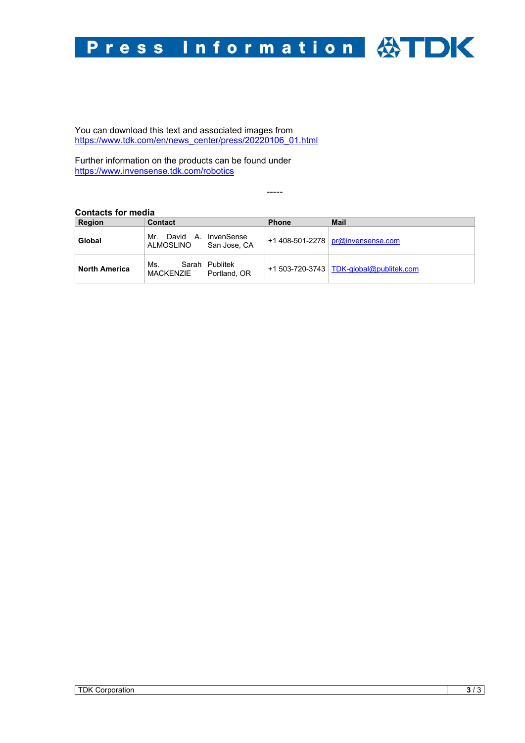You can download this text and associated images from
https://www.tdk.com/en/news_center/press/20220106_01.html

Further information on the products can be found under
https://www.invensense.tdk.com/robotics

-----

**Contacts for media**

| Region | Contact | | Phone | Mail |
|---|---|---|---|---|
| **Global** | Mr. David A. ALMOSLINO | InvenSense San Jose, CA | +1 408-501-2278 | pr@invensense.com |
| **North America** | Ms. Sarah MACKENZIE | Publitek Portland, OR | +1 503-720-3743 | TDK-global@publitek.com |